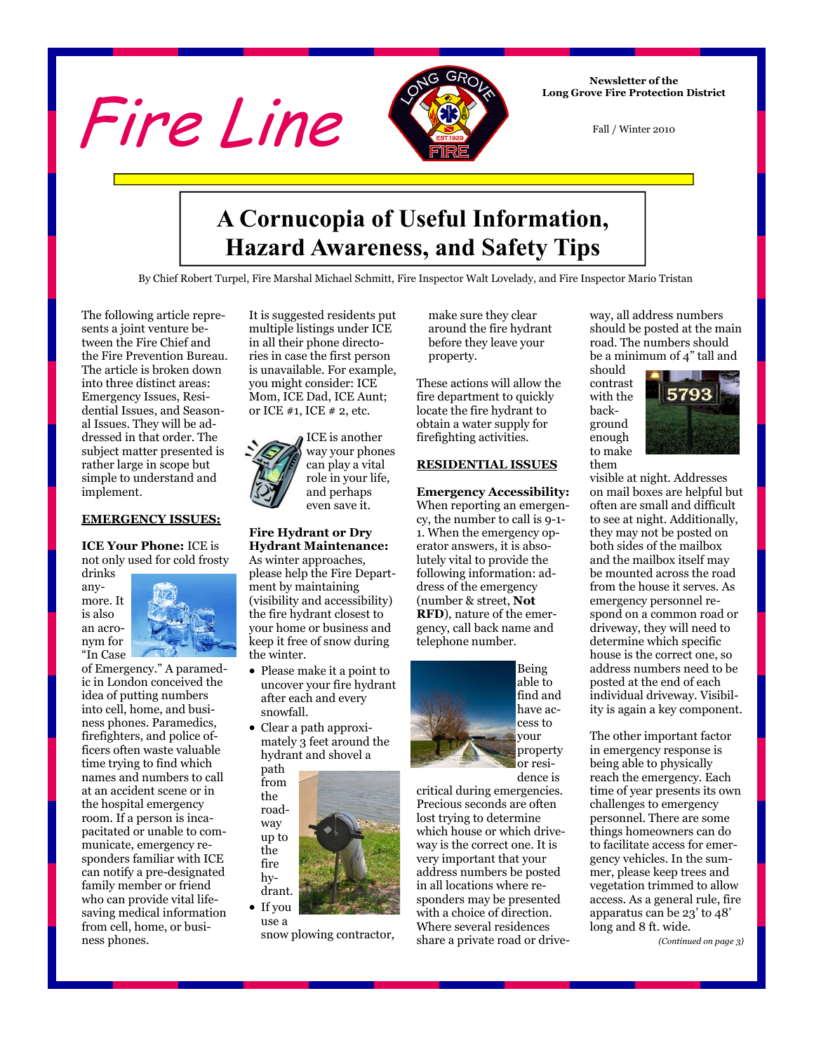# Fire Line

**Newsletter of the Long Grove Fire Protection District**

Fall / Winter 2010

## A Cornucopia of Useful Information, Hazard Awareness, and Safety Tips

By Chief Robert Turpel, Fire Marshal Michael Schmitt, Fire Inspector Walt Lovelady, and Fire Inspector Mario Tristan

The following article represents a joint venture between the Fire Chief and the Fire Prevention Bureau. The article is broken down into three distinct areas: Emergency Issues, Residential Issues, and Seasonal Issues. They will be addressed in that order. The subject matter presented is rather large in scope but simple to understand and implement.

### EMERGENCY ISSUES:

**ICE Your Phone:** ICE is not only used for cold frosty drinks anymore. It is also an acronym for "In Case of Emergency." A paramedic in London conceived the idea of putting numbers into cell, home, and business phones. Paramedics, firefighters, and police officers often waste valuable time trying to find which names and numbers to call at an accident scene or in the hospital emergency room. If a person is incapacitated or unable to communicate, emergency responders familiar with ICE can notify a pre-designated family member or friend who can provide vital life-saving medical information from cell, home, or business phones.

It is suggested residents put multiple listings under ICE in all their phone directories in case the first person is unavailable. For example, you might consider: ICE Mom, ICE Dad, ICE Aunt; or ICE #1, ICE # 2, etc.

ICE is another way your phones can play a vital role in your life, and perhaps even save it.

**Fire Hydrant or Dry Hydrant Maintenance:** As winter approaches, please help the Fire Department by maintaining (visibility and accessibility) the fire hydrant closest to your home or business and keep it free of snow during the winter.

- Please make it a point to uncover your fire hydrant after each and every snowfall.
- Clear a path approximately 3 feet around the hydrant and shovel a path from the roadway up to the fire hydrant.
- If you use a snow plowing contractor, make sure they clear around the fire hydrant before they leave your property.

These actions will allow the fire department to quickly locate the fire hydrant to obtain a water supply for firefighting activities.

### RESIDENTIAL ISSUES

**Emergency Accessibility:** When reporting an emergency, the number to call is 9-1-1. When the emergency operator answers, it is absolutely vital to provide the following information: address of the emergency (number & street, **Not RFD**), nature of the emergency, call back name and telephone number.

Being able to find and have access to your property or residence is critical during emergencies. Precious seconds are often lost trying to determine which house or which driveway is the correct one. It is very important that your address numbers be posted in all locations where responders may be presented with a choice of direction. Where several residences share a private road or driveway, all address numbers should be posted at the main road. The numbers should be a minimum of 4" tall and should contrast with the background enough to make them visible at night. Addresses on mail boxes are helpful but often are small and difficult to see at night. Additionally, they may not be posted on both sides of the mailbox and the mailbox itself may be mounted across the road from the house it serves. As emergency personnel respond on a common road or driveway, they will need to determine which specific house is the correct one, so address numbers need to be posted at the end of each individual driveway. Visibility is again a key component.

The other important factor in emergency response is being able to physically reach the emergency. Each time of year presents its own challenges to emergency personnel. There are some things homeowners can do to facilitate access for emergency vehicles. In the summer, please keep trees and vegetation trimmed to allow access. As a general rule, fire apparatus can be 23' to 48' long and 8 ft. wide.

*(Continued on page 3)*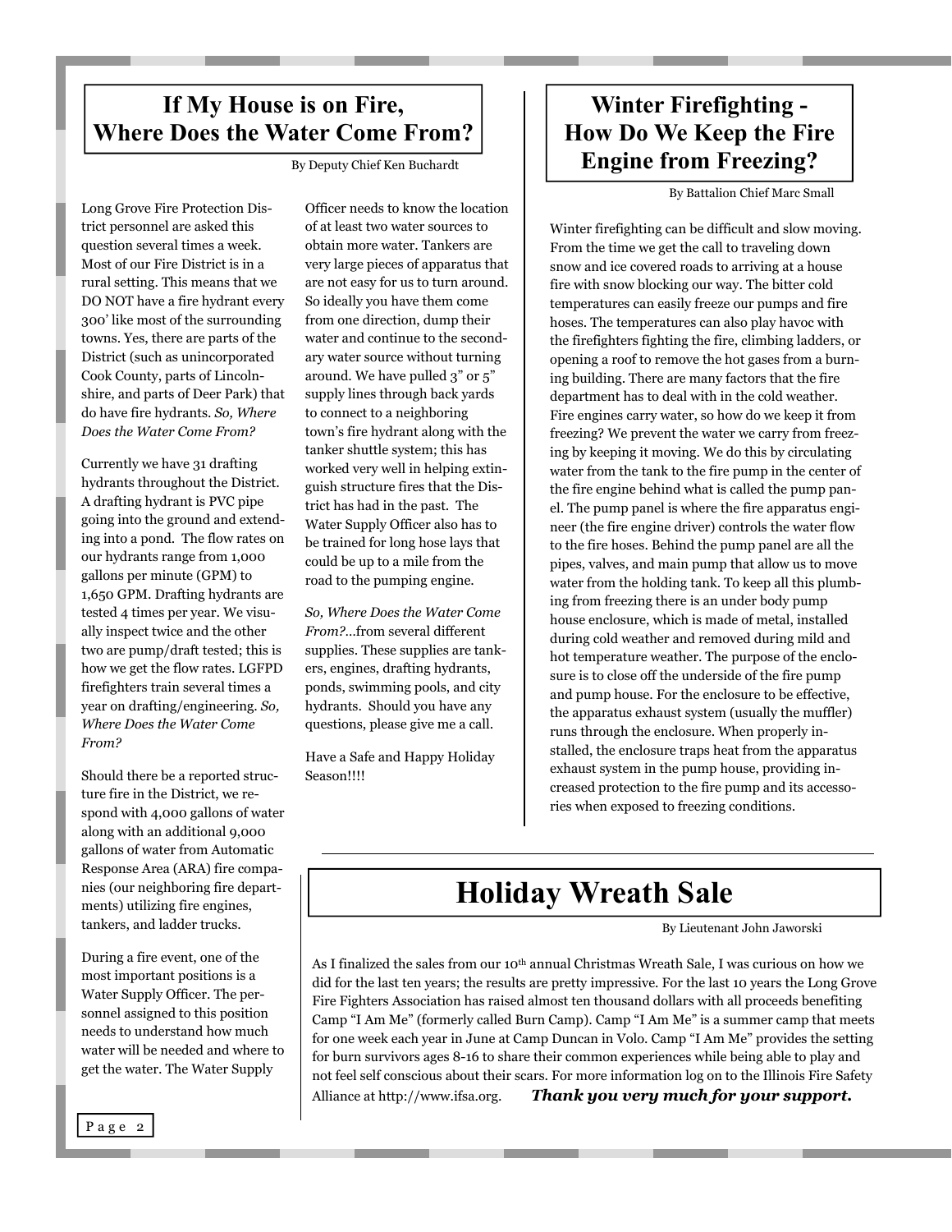## If My House is on Fire, Where Does the Water Come From?

By Deputy Chief Ken Buchardt

Long Grove Fire Protection District personnel are asked this question several times a week. Most of our Fire District is in a rural setting. This means that we DO NOT have a fire hydrant every 300' like most of the surrounding towns. Yes, there are parts of the District (such as unincorporated Cook County, parts of Lincolnshire, and parts of Deer Park) that do have fire hydrants. *So, Where Does the Water Come From?*

Currently we have 31 drafting hydrants throughout the District. A drafting hydrant is PVC pipe going into the ground and extending into a pond. The flow rates on our hydrants range from 1,000 gallons per minute (GPM) to 1,650 GPM. Drafting hydrants are tested 4 times per year. We visually inspect twice and the other two are pump/draft tested; this is how we get the flow rates. LGFPD firefighters train several times a year on drafting/engineering. *So, Where Does the Water Come From?*

Should there be a reported structure fire in the District, we respond with 4,000 gallons of water along with an additional 9,000 gallons of water from Automatic Response Area (ARA) fire companies (our neighboring fire departments) utilizing fire engines, tankers, and ladder trucks.

During a fire event, one of the most important positions is a Water Supply Officer. The personnel assigned to this position needs to understand how much water will be needed and where to get the water. The Water Supply Officer needs to know the location of at least two water sources to obtain more water. Tankers are very large pieces of apparatus that are not easy for us to turn around. So ideally you have them come from one direction, dump their water and continue to the secondary water source without turning around. We have pulled 3" or 5" supply lines through back yards to connect to a neighboring town's fire hydrant along with the tanker shuttle system; this has worked very well in helping extinguish structure fires that the District has had in the past. The Water Supply Officer also has to be trained for long hose lays that could be up to a mile from the road to the pumping engine.

*So, Where Does the Water Come From?*...from several different supplies. These supplies are tankers, engines, drafting hydrants, ponds, swimming pools, and city hydrants. Should you have any questions, please give me a call.

Have a Safe and Happy Holiday Season!!!!

## Winter Firefighting - How Do We Keep the Fire Engine from Freezing?

By Battalion Chief Marc Small

Winter firefighting can be difficult and slow moving. From the time we get the call to traveling down snow and ice covered roads to arriving at a house fire with snow blocking our way. The bitter cold temperatures can easily freeze our pumps and fire hoses. The temperatures can also play havoc with the firefighters fighting the fire, climbing ladders, or opening a roof to remove the hot gases from a burning building. There are many factors that the fire department has to deal with in the cold weather. Fire engines carry water, so how do we keep it from freezing? We prevent the water we carry from freezing by keeping it moving. We do this by circulating water from the tank to the fire pump in the center of the fire engine behind what is called the pump panel. The pump panel is where the fire apparatus engineer (the fire engine driver) controls the water flow to the fire hoses. Behind the pump panel are all the pipes, valves, and main pump that allow us to move water from the holding tank. To keep all this plumbing from freezing there is an under body pump house enclosure, which is made of metal, installed during cold weather and removed during mild and hot temperature weather. The purpose of the enclosure is to close off the underside of the fire pump and pump house. For the enclosure to be effective, the apparatus exhaust system (usually the muffler) runs through the enclosure. When properly installed, the enclosure traps heat from the apparatus exhaust system in the pump house, providing increased protection to the fire pump and its accessories when exposed to freezing conditions.

## Holiday Wreath Sale

By Lieutenant John Jaworski

As I finalized the sales from our 10th annual Christmas Wreath Sale, I was curious on how we did for the last ten years; the results are pretty impressive. For the last 10 years the Long Grove Fire Fighters Association has raised almost ten thousand dollars with all proceeds benefiting Camp "I Am Me" (formerly called Burn Camp). Camp "I Am Me" is a summer camp that meets for one week each year in June at Camp Duncan in Volo. Camp "I Am Me" provides the setting for burn survivors ages 8-16 to share their common experiences while being able to play and not feel self conscious about their scars. For more information log on to the Illinois Fire Safety Alliance at http://www.ifsa.org. ***Thank you very much for your support.***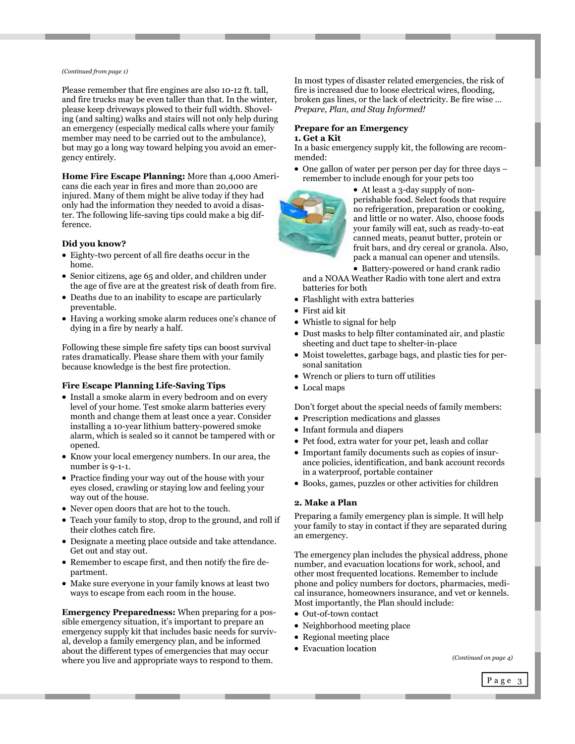*(Continued from page 1)*

Please remember that fire engines are also 10-12 ft. tall, and fire trucks may be even taller than that. In the winter, please keep driveways plowed to their full width. Shoveling (and salting) walks and stairs will not only help during an emergency (especially medical calls where your family member may need to be carried out to the ambulance), but may go a long way toward helping you avoid an emergency entirely.

**Home Fire Escape Planning:** More than 4,000 Americans die each year in fires and more than 20,000 are injured. Many of them might be alive today if they had only had the information they needed to avoid a disaster. The following life-saving tips could make a big difference.

**Did you know?**

- Eighty-two percent of all fire deaths occur in the home.
- Senior citizens, age 65 and older, and children under the age of five are at the greatest risk of death from fire.
- Deaths due to an inability to escape are particularly preventable.
- Having a working smoke alarm reduces one's chance of dying in a fire by nearly a half.

Following these simple fire safety tips can boost survival rates dramatically. Please share them with your family because knowledge is the best fire protection.

**Fire Escape Planning Life-Saving Tips**

- Install a smoke alarm in every bedroom and on every level of your home. Test smoke alarm batteries every month and change them at least once a year. Consider installing a 10-year lithium battery-powered smoke alarm, which is sealed so it cannot be tampered with or opened.
- Know your local emergency numbers. In our area, the number is 9-1-1.
- Practice finding your way out of the house with your eyes closed, crawling or staying low and feeling your way out of the house.
- Never open doors that are hot to the touch.
- Teach your family to stop, drop to the ground, and roll if their clothes catch fire.
- Designate a meeting place outside and take attendance. Get out and stay out.
- Remember to escape first, and then notify the fire department.
- Make sure everyone in your family knows at least two ways to escape from each room in the house.

**Emergency Preparedness:** When preparing for a possible emergency situation, it's important to prepare an emergency supply kit that includes basic needs for survival, develop a family emergency plan, and be informed about the different types of emergencies that may occur where you live and appropriate ways to respond to them.

In most types of disaster related emergencies, the risk of fire is increased due to loose electrical wires, flooding, broken gas lines, or the lack of electricity. Be fire wise … *Prepare, Plan, and Stay Informed!*

**Prepare for an Emergency**

**1. Get a Kit**

In a basic emergency supply kit, the following are recommended:

- One gallon of water per person per day for three days – remember to include enough for your pets too
- At least a 3-day supply of non-perishable food. Select foods that require no refrigeration, preparation or cooking, and little or no water. Also, choose foods your family will eat, such as ready-to-eat canned meats, peanut butter, protein or fruit bars, and dry cereal or granola. Also, pack a manual can opener and utensils.
- Battery-powered or hand crank radio and a NOAA Weather Radio with tone alert and extra batteries for both
- Flashlight with extra batteries
- First aid kit
- Whistle to signal for help
- Dust masks to help filter contaminated air, and plastic sheeting and duct tape to shelter-in-place
- Moist towelettes, garbage bags, and plastic ties for personal sanitation
- Wrench or pliers to turn off utilities
- Local maps

Don't forget about the special needs of family members:

- Prescription medications and glasses
- Infant formula and diapers
- Pet food, extra water for your pet, leash and collar
- Important family documents such as copies of insurance policies, identification, and bank account records in a waterproof, portable container
- Books, games, puzzles or other activities for children

**2. Make a Plan**

Preparing a family emergency plan is simple. It will help your family to stay in contact if they are separated during an emergency.

The emergency plan includes the physical address, phone number, and evacuation locations for work, school, and other most frequented locations. Remember to include phone and policy numbers for doctors, pharmacies, medical insurance, homeowners insurance, and vet or kennels. Most importantly, the Plan should include:

- Out-of-town contact
- Neighborhood meeting place
- Regional meeting place
- Evacuation location

*(Continued on page 4)*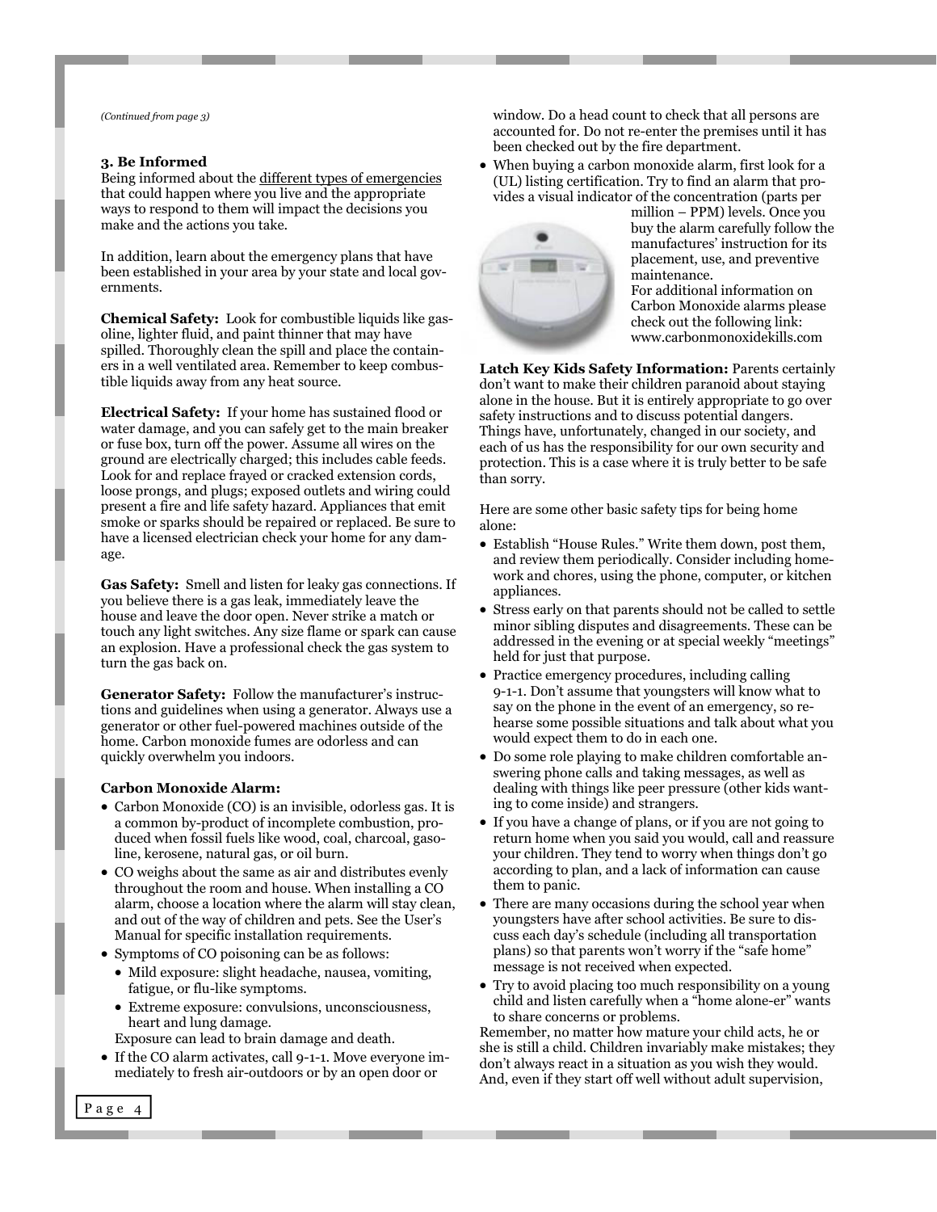*(Continued from page 3)*

**3. Be Informed**

Being informed about the different types of emergencies that could happen where you live and the appropriate ways to respond to them will impact the decisions you make and the actions you take.

In addition, learn about the emergency plans that have been established in your area by your state and local governments.

**Chemical Safety:** Look for combustible liquids like gasoline, lighter fluid, and paint thinner that may have spilled. Thoroughly clean the spill and place the containers in a well ventilated area. Remember to keep combustible liquids away from any heat source.

**Electrical Safety:** If your home has sustained flood or water damage, and you can safely get to the main breaker or fuse box, turn off the power. Assume all wires on the ground are electrically charged; this includes cable feeds. Look for and replace frayed or cracked extension cords, loose prongs, and plugs; exposed outlets and wiring could present a fire and life safety hazard. Appliances that emit smoke or sparks should be repaired or replaced. Be sure to have a licensed electrician check your home for any damage.

**Gas Safety:** Smell and listen for leaky gas connections. If you believe there is a gas leak, immediately leave the house and leave the door open. Never strike a match or touch any light switches. Any size flame or spark can cause an explosion. Have a professional check the gas system to turn the gas back on.

**Generator Safety:** Follow the manufacturer's instructions and guidelines when using a generator. Always use a generator or other fuel-powered machines outside of the home. Carbon monoxide fumes are odorless and can quickly overwhelm you indoors.

**Carbon Monoxide Alarm:**

- Carbon Monoxide (CO) is an invisible, odorless gas. It is a common by-product of incomplete combustion, produced when fossil fuels like wood, coal, charcoal, gasoline, kerosene, natural gas, or oil burn.
- CO weighs about the same as air and distributes evenly throughout the room and house. When installing a CO alarm, choose a location where the alarm will stay clean, and out of the way of children and pets. See the User's Manual for specific installation requirements.
- Symptoms of CO poisoning can be as follows:
  - Mild exposure: slight headache, nausea, vomiting, fatigue, or flu-like symptoms.
  - Extreme exposure: convulsions, unconsciousness, heart and lung damage.

  Exposure can lead to brain damage and death.
- If the CO alarm activates, call 9-1-1. Move everyone immediately to fresh air-outdoors or by an open door or window. Do a head count to check that all persons are accounted for. Do not re-enter the premises until it has been checked out by the fire department.
- When buying a carbon monoxide alarm, first look for a (UL) listing certification. Try to find an alarm that provides a visual indicator of the concentration (parts per million – PPM) levels. Once you buy the alarm carefully follow the manufactures' instruction for its placement, use, and preventive maintenance.

  For additional information on Carbon Monoxide alarms please check out the following link: www.carbonmonoxidekills.com

**Latch Key Kids Safety Information:** Parents certainly don't want to make their children paranoid about staying alone in the house. But it is entirely appropriate to go over safety instructions and to discuss potential dangers. Things have, unfortunately, changed in our society, and each of us has the responsibility for our own security and protection. This is a case where it is truly better to be safe than sorry.

Here are some other basic safety tips for being home alone:

- Establish "House Rules." Write them down, post them, and review them periodically. Consider including homework and chores, using the phone, computer, or kitchen appliances.
- Stress early on that parents should not be called to settle minor sibling disputes and disagreements. These can be addressed in the evening or at special weekly "meetings" held for just that purpose.
- Practice emergency procedures, including calling 9-1-1. Don't assume that youngsters will know what to say on the phone in the event of an emergency, so rehearse some possible situations and talk about what you would expect them to do in each one.
- Do some role playing to make children comfortable answering phone calls and taking messages, as well as dealing with things like peer pressure (other kids wanting to come inside) and strangers.
- If you have a change of plans, or if you are not going to return home when you said you would, call and reassure your children. They tend to worry when things don't go according to plan, and a lack of information can cause them to panic.
- There are many occasions during the school year when youngsters have after school activities. Be sure to discuss each day's schedule (including all transportation plans) so that parents won't worry if the "safe home" message is not received when expected.
- Try to avoid placing too much responsibility on a young child and listen carefully when a "home alone-er" wants to share concerns or problems.

Remember, no matter how mature your child acts, he or she is still a child. Children invariably make mistakes; they don't always react in a situation as you wish they would. And, even if they start off well without adult supervision,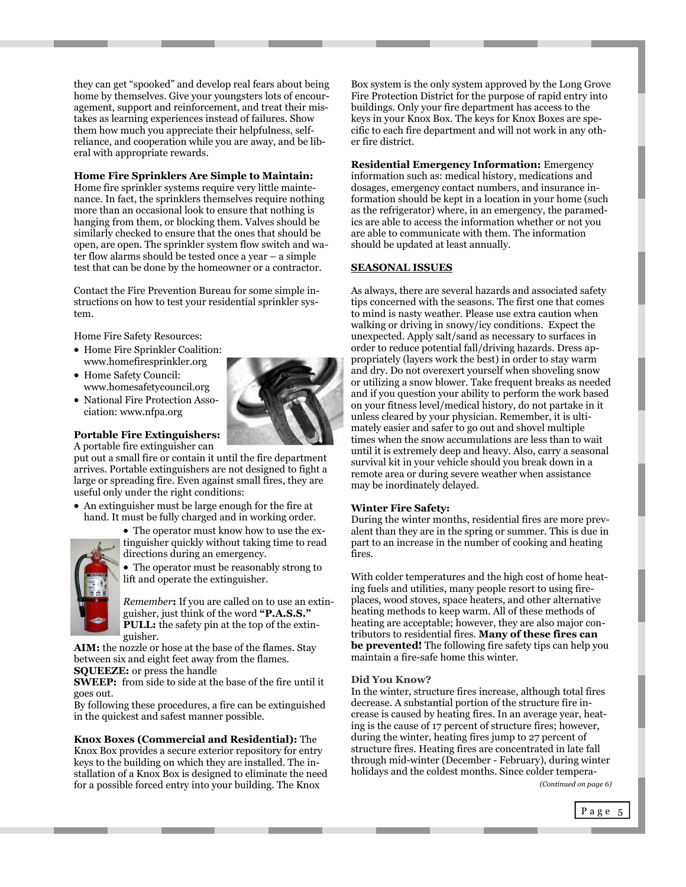they can get "spooked" and develop real fears about being home by themselves. Give your youngsters lots of encouragement, support and reinforcement, and treat their mistakes as learning experiences instead of failures. Show them how much you appreciate their helpfulness, self-reliance, and cooperation while you are away, and be liberal with appropriate rewards.

**Home Fire Sprinklers Are Simple to Maintain:** Home fire sprinkler systems require very little maintenance. In fact, the sprinklers themselves require nothing more than an occasional look to ensure that nothing is hanging from them, or blocking them. Valves should be similarly checked to ensure that the ones that should be open, are open. The sprinkler system flow switch and water flow alarms should be tested once a year – a simple test that can be done by the homeowner or a contractor.

Contact the Fire Prevention Bureau for some simple instructions on how to test your residential sprinkler system.

Home Fire Safety Resources:

- Home Fire Sprinkler Coalition: www.homefiresprinkler.org
- Home Safety Council: www.homesafetycouncil.org
- National Fire Protection Association: www.nfpa.org

**Portable Fire Extinguishers:** A portable fire extinguisher can put out a small fire or contain it until the fire department arrives. Portable extinguishers are not designed to fight a large or spreading fire. Even against small fires, they are useful only under the right conditions:

- An extinguisher must be large enough for the fire at hand. It must be fully charged and in working order.
- The operator must know how to use the extinguisher quickly without taking time to read directions during an emergency.
- The operator must be reasonably strong to lift and operate the extinguisher.

*Remember***:** If you are called on to use an extinguisher, just think of the word **"P.A.S.S."**
**PULL:** the safety pin at the top of the extinguisher.
**AIM:** the nozzle or hose at the base of the flames. Stay between six and eight feet away from the flames.
**SQUEEZE:** or press the handle
**SWEEP:** from side to side at the base of the fire until it goes out.
By following these procedures, a fire can be extinguished in the quickest and safest manner possible.

**Knox Boxes (Commercial and Residential):** The Knox Box provides a secure exterior repository for entry keys to the building on which they are installed. The installation of a Knox Box is designed to eliminate the need for a possible forced entry into your building. The Knox Box system is the only system approved by the Long Grove Fire Protection District for the purpose of rapid entry into buildings. Only your fire department has access to the keys in your Knox Box. The keys for Knox Boxes are specific to each fire department and will not work in any other fire district.

**Residential Emergency Information:** Emergency information such as: medical history, medications and dosages, emergency contact numbers, and insurance information should be kept in a location in your home (such as the refrigerator) where, in an emergency, the paramedics are able to access the information whether or not you are able to communicate with them. The information should be updated at least annually.

## SEASONAL ISSUES

As always, there are several hazards and associated safety tips concerned with the seasons. The first one that comes to mind is nasty weather. Please use extra caution when walking or driving in snowy/icy conditions. Expect the unexpected. Apply salt/sand as necessary to surfaces in order to reduce potential fall/driving hazards. Dress appropriately (layers work the best) in order to stay warm and dry. Do not overexert yourself when shoveling snow or utilizing a snow blower. Take frequent breaks as needed and if you question your ability to perform the work based on your fitness level/medical history, do not partake in it unless cleared by your physician. Remember, it is ultimately easier and safer to go out and shovel multiple times when the snow accumulations are less than to wait until it is extremely deep and heavy. Also, carry a seasonal survival kit in your vehicle should you break down in a remote area or during severe weather when assistance may be inordinately delayed.

**Winter Fire Safety:**
During the winter months, residential fires are more prevalent than they are in the spring or summer. This is due in part to an increase in the number of cooking and heating fires.

With colder temperatures and the high cost of home heating fuels and utilities, many people resort to using fireplaces, wood stoves, space heaters, and other alternative heating methods to keep warm. All of these methods of heating are acceptable; however, they are also major contributors to residential fires. **Many of these fires can be prevented!** The following fire safety tips can help you maintain a fire-safe home this winter.

**Did You Know?**
In the winter, structure fires increase, although total fires decrease. A substantial portion of the structure fire increase is caused by heating fires. In an average year, heating is the cause of 17 percent of structure fires; however, during the winter, heating fires jump to 27 percent of structure fires. Heating fires are concentrated in late fall through mid-winter (December - February), during winter holidays and the coldest months. Since colder tempera-

*(Continued on page 6)*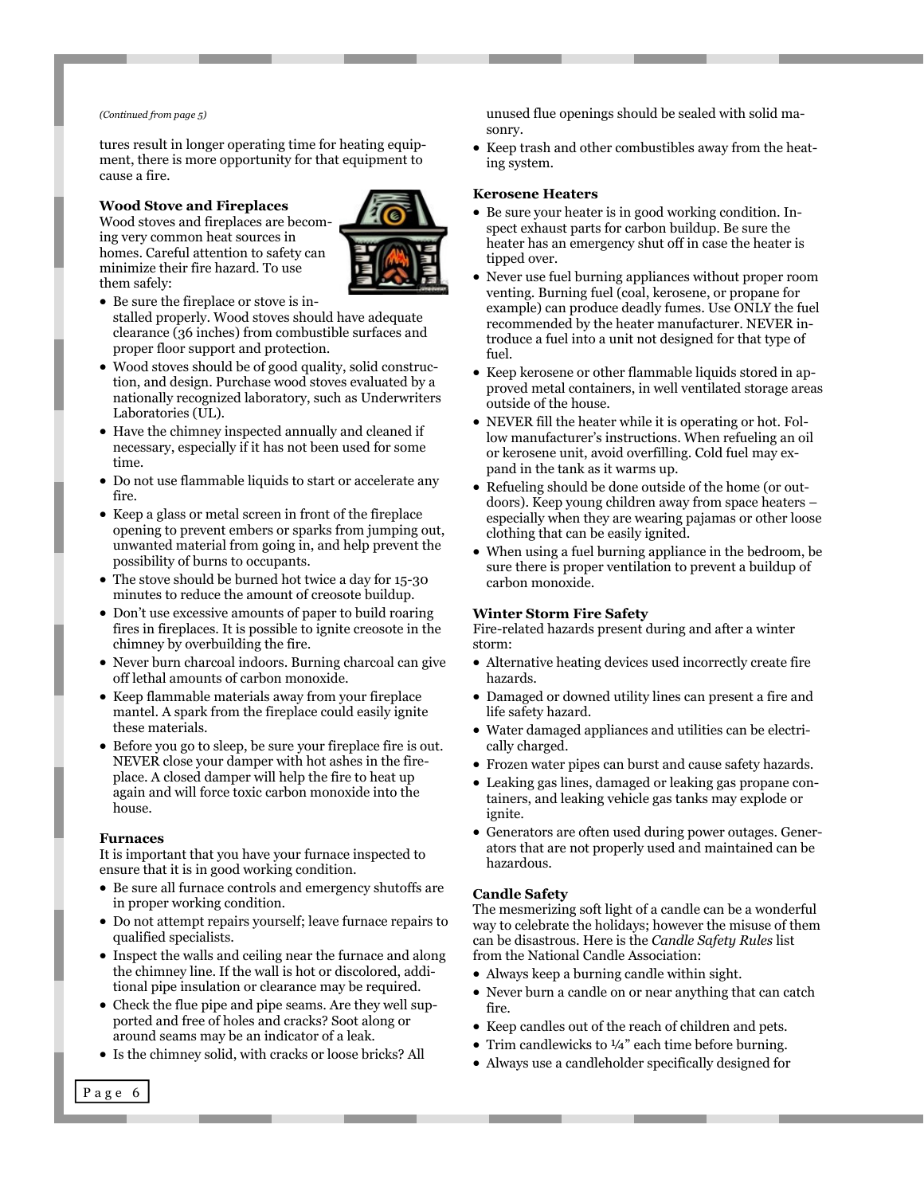*(Continued from page 5)*

tures result in longer operating time for heating equipment, there is more opportunity for that equipment to cause a fire.

**Wood Stove and Fireplaces**

Wood stoves and fireplaces are becoming very common heat sources in homes. Careful attention to safety can minimize their fire hazard. To use them safely:

- Be sure the fireplace or stove is installed properly. Wood stoves should have adequate clearance (36 inches) from combustible surfaces and proper floor support and protection.
- Wood stoves should be of good quality, solid construction, and design. Purchase wood stoves evaluated by a nationally recognized laboratory, such as Underwriters Laboratories (UL).
- Have the chimney inspected annually and cleaned if necessary, especially if it has not been used for some time.
- Do not use flammable liquids to start or accelerate any fire.
- Keep a glass or metal screen in front of the fireplace opening to prevent embers or sparks from jumping out, unwanted material from going in, and help prevent the possibility of burns to occupants.
- The stove should be burned hot twice a day for 15-30 minutes to reduce the amount of creosote buildup.
- Don't use excessive amounts of paper to build roaring fires in fireplaces. It is possible to ignite creosote in the chimney by overbuilding the fire.
- Never burn charcoal indoors. Burning charcoal can give off lethal amounts of carbon monoxide.
- Keep flammable materials away from your fireplace mantel. A spark from the fireplace could easily ignite these materials.
- Before you go to sleep, be sure your fireplace fire is out. NEVER close your damper with hot ashes in the fireplace. A closed damper will help the fire to heat up again and will force toxic carbon monoxide into the house.

**Furnaces**

It is important that you have your furnace inspected to ensure that it is in good working condition.

- Be sure all furnace controls and emergency shutoffs are in proper working condition.
- Do not attempt repairs yourself; leave furnace repairs to qualified specialists.
- Inspect the walls and ceiling near the furnace and along the chimney line. If the wall is hot or discolored, additional pipe insulation or clearance may be required.
- Check the flue pipe and pipe seams. Are they well supported and free of holes and cracks? Soot along or around seams may be an indicator of a leak.
- Is the chimney solid, with cracks or loose bricks? All unused flue openings should be sealed with solid masonry.
- Keep trash and other combustibles away from the heating system.

**Kerosene Heaters**

- Be sure your heater is in good working condition. Inspect exhaust parts for carbon buildup. Be sure the heater has an emergency shut off in case the heater is tipped over.
- Never use fuel burning appliances without proper room venting. Burning fuel (coal, kerosene, or propane for example) can produce deadly fumes. Use ONLY the fuel recommended by the heater manufacturer. NEVER introduce a fuel into a unit not designed for that type of fuel.
- Keep kerosene or other flammable liquids stored in approved metal containers, in well ventilated storage areas outside of the house.
- NEVER fill the heater while it is operating or hot. Follow manufacturer's instructions. When refueling an oil or kerosene unit, avoid overfilling. Cold fuel may expand in the tank as it warms up.
- Refueling should be done outside of the home (or outdoors). Keep young children away from space heaters – especially when they are wearing pajamas or other loose clothing that can be easily ignited.
- When using a fuel burning appliance in the bedroom, be sure there is proper ventilation to prevent a buildup of carbon monoxide.

**Winter Storm Fire Safety**

Fire-related hazards present during and after a winter storm:

- Alternative heating devices used incorrectly create fire hazards.
- Damaged or downed utility lines can present a fire and life safety hazard.
- Water damaged appliances and utilities can be electrically charged.
- Frozen water pipes can burst and cause safety hazards.
- Leaking gas lines, damaged or leaking gas propane containers, and leaking vehicle gas tanks may explode or ignite.
- Generators are often used during power outages. Generators that are not properly used and maintained can be hazardous.

**Candle Safety**

The mesmerizing soft light of a candle can be a wonderful way to celebrate the holidays; however the misuse of them can be disastrous. Here is the *Candle Safety Rules* list from the National Candle Association:

- Always keep a burning candle within sight.
- Never burn a candle on or near anything that can catch fire.
- Keep candles out of the reach of children and pets.
- Trim candlewicks to ¼" each time before burning.
- Always use a candleholder specifically designed for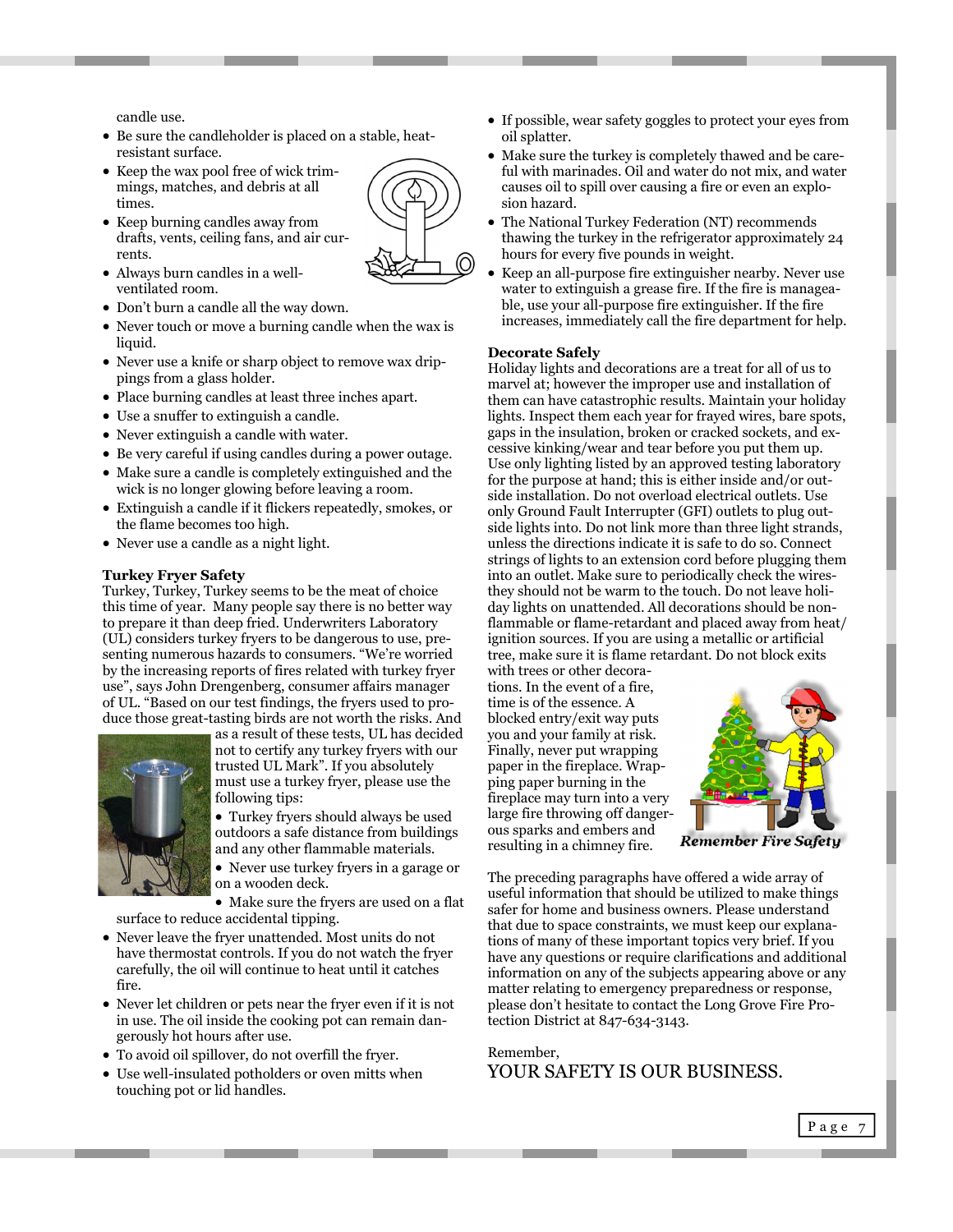candle use.

- Be sure the candleholder is placed on a stable, heat-resistant surface.
- Keep the wax pool free of wick trimmings, matches, and debris at all times.
- Keep burning candles away from drafts, vents, ceiling fans, and air currents.
- Always burn candles in a well-ventilated room.
- Don't burn a candle all the way down.
- Never touch or move a burning candle when the wax is liquid.
- Never use a knife or sharp object to remove wax drippings from a glass holder.
- Place burning candles at least three inches apart.
- Use a snuffer to extinguish a candle.
- Never extinguish a candle with water.
- Be very careful if using candles during a power outage.
- Make sure a candle is completely extinguished and the wick is no longer glowing before leaving a room.
- Extinguish a candle if it flickers repeatedly, smokes, or the flame becomes too high.
- Never use a candle as a night light.

**Turkey Fryer Safety**

Turkey, Turkey, Turkey seems to be the meat of choice this time of year. Many people say there is no better way to prepare it than deep fried. Underwriters Laboratory (UL) considers turkey fryers to be dangerous to use, presenting numerous hazards to consumers. "We're worried by the increasing reports of fires related with turkey fryer use", says John Drengenberg, consumer affairs manager of UL. "Based on our test findings, the fryers used to produce those great-tasting birds are not worth the risks. And as a result of these tests, UL has decided not to certify any turkey fryers with our trusted UL Mark". If you absolutely must use a turkey fryer, please use the following tips:

- Turkey fryers should always be used outdoors a safe distance from buildings and any other flammable materials.
- Never use turkey fryers in a garage or on a wooden deck.
- Make sure the fryers are used on a flat surface to reduce accidental tipping.
- Never leave the fryer unattended. Most units do not have thermostat controls. If you do not watch the fryer carefully, the oil will continue to heat until it catches fire.
- Never let children or pets near the fryer even if it is not in use. The oil inside the cooking pot can remain dangerously hot hours after use.
- To avoid oil spillover, do not overfill the fryer.
- Use well-insulated potholders or oven mitts when touching pot or lid handles.
- If possible, wear safety goggles to protect your eyes from oil splatter.
- Make sure the turkey is completely thawed and be careful with marinades. Oil and water do not mix, and water causes oil to spill over causing a fire or even an explosion hazard.
- The National Turkey Federation (NT) recommends thawing the turkey in the refrigerator approximately 24 hours for every five pounds in weight.
- Keep an all-purpose fire extinguisher nearby. Never use water to extinguish a grease fire. If the fire is manageable, use your all-purpose fire extinguisher. If the fire increases, immediately call the fire department for help.

**Decorate Safely**

Holiday lights and decorations are a treat for all of us to marvel at; however the improper use and installation of them can have catastrophic results. Maintain your holiday lights. Inspect them each year for frayed wires, bare spots, gaps in the insulation, broken or cracked sockets, and excessive kinking/wear and tear before you put them up. Use only lighting listed by an approved testing laboratory for the purpose at hand; this is either inside and/or outside installation. Do not overload electrical outlets. Use only Ground Fault Interrupter (GFI) outlets to plug outside lights into. Do not link more than three light strands, unless the directions indicate it is safe to do so. Connect strings of lights to an extension cord before plugging them into an outlet. Make sure to periodically check the wires- they should not be warm to the touch. Do not leave holiday lights on unattended. All decorations should be non-flammable or flame-retardant and placed away from heat/ignition sources. If you are using a metallic or artificial tree, make sure it is flame retardant. Do not block exits with trees or other decorations. In the event of a fire, time is of the essence. A blocked entry/exit way puts you and your family at risk. Finally, never put wrapping paper in the fireplace. Wrapping paper burning in the fireplace may turn into a very large fire throwing off dangerous sparks and embers and resulting in a chimney fire.

*Remember Fire Safety*

The preceding paragraphs have offered a wide array of useful information that should be utilized to make things safer for home and business owners. Please understand that due to space constraints, we must keep our explanations of many of these important topics very brief. If you have any questions or require clarifications and additional information on any of the subjects appearing above or any matter relating to emergency preparedness or response, please don't hesitate to contact the Long Grove Fire Protection District at 847-634-3143.

Remember,

YOUR SAFETY IS OUR BUSINESS.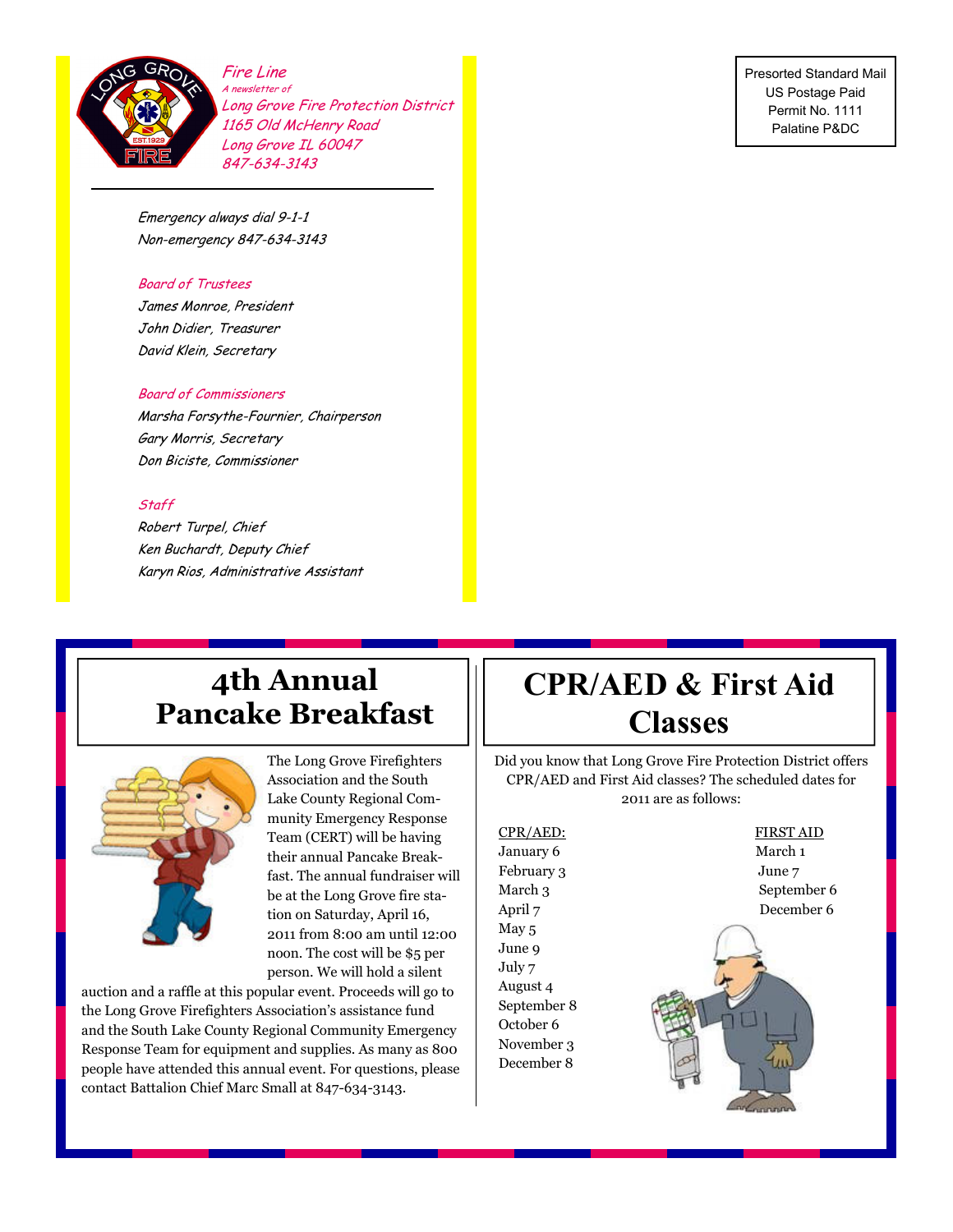Fire Line

*A newsletter of*

*Long Grove Fire Protection District*
*1165 Old McHenry Road*
*Long Grove IL 60047*
*847-634-3143*

Presorted Standard Mail
US Postage Paid
Permit No. 1111
Palatine P&DC

*Emergency always dial 9-1-1*
*Non-emergency 847-634-3143*

*Board of Trustees*

*James Monroe, President*
*John Didier, Treasurer*
*David Klein, Secretary*

*Board of Commissioners*

*Marsha Forsythe-Fournier, Chairperson*
*Gary Morris, Secretary*
*Don Biciste, Commissioner*

*Staff*

*Robert Turpel, Chief*
*Ken Buchardt, Deputy Chief*
*Karyn Rios, Administrative Assistant*

## 4th Annual Pancake Breakfast

The Long Grove Firefighters Association and the South Lake County Regional Community Emergency Response Team (CERT) will be having their annual Pancake Breakfast. The annual fundraiser will be at the Long Grove fire station on Saturday, April 16, 2011 from 8:00 am until 12:00 noon. The cost will be $5 per person. We will hold a silent auction and a raffle at this popular event. Proceeds will go to the Long Grove Firefighters Association's assistance fund and the South Lake County Regional Community Emergency Response Team for equipment and supplies. As many as 800 people have attended this annual event. For questions, please contact Battalion Chief Marc Small at 847-634-3143.

## CPR/AED & First Aid Classes

Did you know that Long Grove Fire Protection District offers CPR/AED and First Aid classes? The scheduled dates for 2011 are as follows:

CPR/AED:
- January 6
- February 3
- March 3
- April 7
- May 5
- June 9
- July 7
- August 4
- September 8
- October 6
- November 3
- December 8

FIRST AID
- March 1
- June 7
- September 6
- December 6